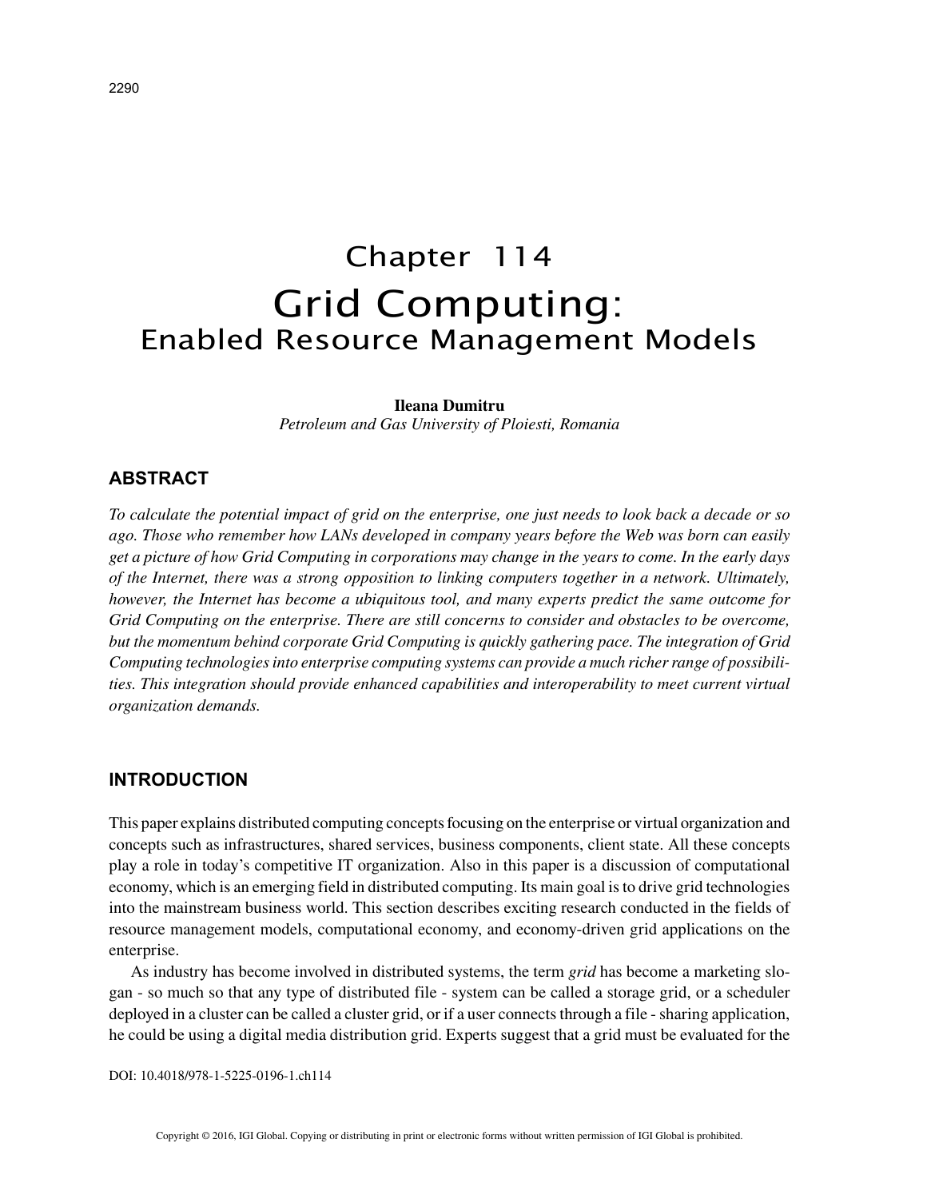# Chapter 114
# Grid Computing:
## Enabled Resource Management Models

**Ileana Dumitru**
*Petroleum and Gas University of Ploiesti, Romania*

## ABSTRACT

*To calculate the potential impact of grid on the enterprise, one just needs to look back a decade or so ago. Those who remember how LANs developed in company years before the Web was born can easily get a picture of how Grid Computing in corporations may change in the years to come. In the early days of the Internet, there was a strong opposition to linking computers together in a network. Ultimately, however, the Internet has become a ubiquitous tool, and many experts predict the same outcome for Grid Computing on the enterprise. There are still concerns to consider and obstacles to be overcome, but the momentum behind corporate Grid Computing is quickly gathering pace. The integration of Grid Computing technologies into enterprise computing systems can provide a much richer range of possibilities. This integration should provide enhanced capabilities and interoperability to meet current virtual organization demands.*

## INTRODUCTION

This paper explains distributed computing concepts focusing on the enterprise or virtual organization and concepts such as infrastructures, shared services, business components, client state. All these concepts play a role in today's competitive IT organization. Also in this paper is a discussion of computational economy, which is an emerging field in distributed computing. Its main goal is to drive grid technologies into the mainstream business world. This section describes exciting research conducted in the fields of resource management models, computational economy, and economy-driven grid applications on the enterprise.

As industry has become involved in distributed systems, the term *grid* has become a marketing slogan - so much so that any type of distributed file - system can be called a storage grid, or a scheduler deployed in a cluster can be called a cluster grid, or if a user connects through a file - sharing application, he could be using a digital media distribution grid. Experts suggest that a grid must be evaluated for the

DOI: 10.4018/978-1-5225-0196-1.ch114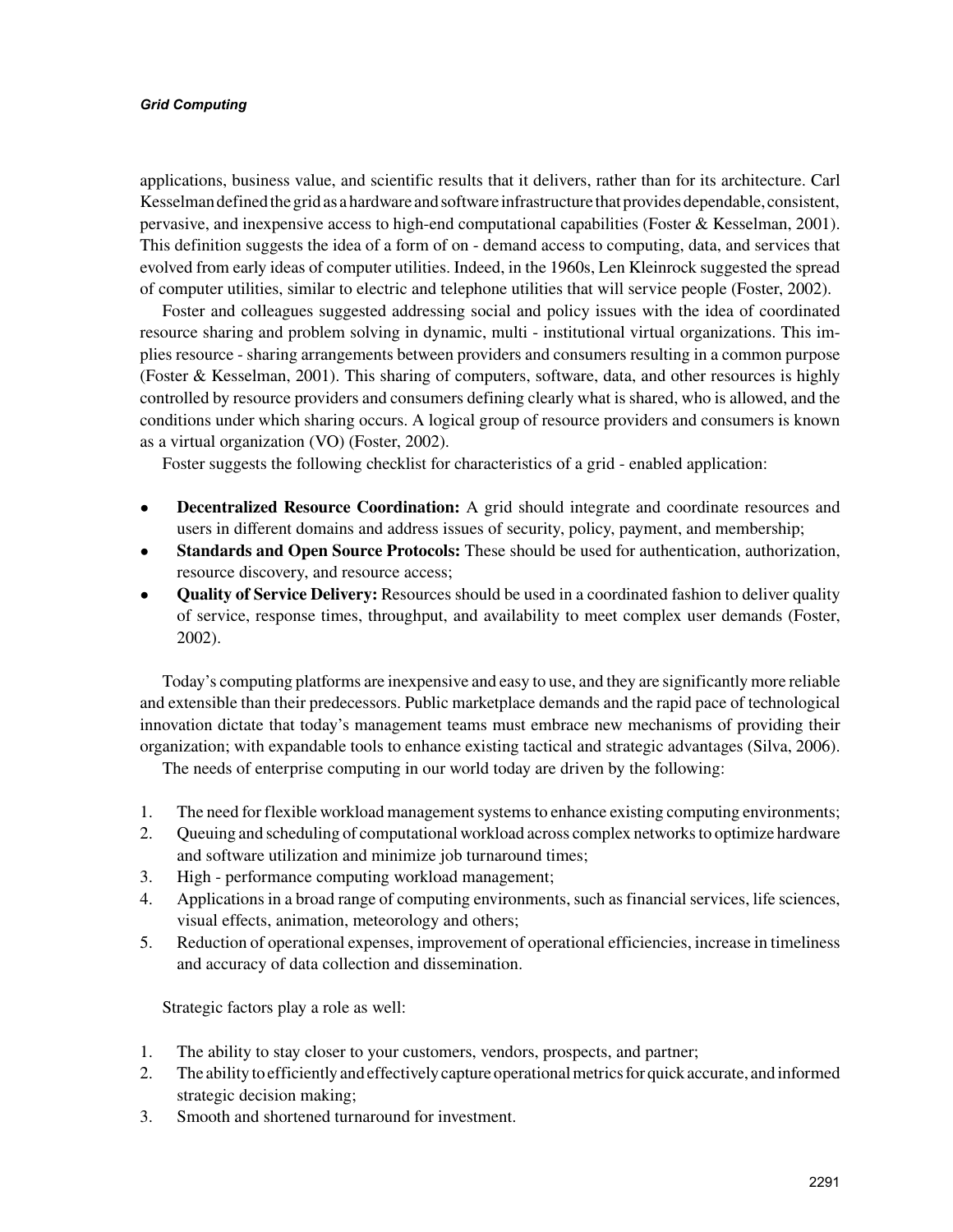applications, business value, and scientific results that it delivers, rather than for its architecture. Carl Kesselman defined the grid as a hardware and software infrastructure that provides dependable, consistent, pervasive, and inexpensive access to high-end computational capabilities (Foster & Kesselman, 2001). This definition suggests the idea of a form of on - demand access to computing, data, and services that evolved from early ideas of computer utilities. Indeed, in the 1960s, Len Kleinrock suggested the spread of computer utilities, similar to electric and telephone utilities that will service people (Foster, 2002).

Foster and colleagues suggested addressing social and policy issues with the idea of coordinated resource sharing and problem solving in dynamic, multi - institutional virtual organizations. This implies resource - sharing arrangements between providers and consumers resulting in a common purpose (Foster & Kesselman, 2001). This sharing of computers, software, data, and other resources is highly controlled by resource providers and consumers defining clearly what is shared, who is allowed, and the conditions under which sharing occurs. A logical group of resource providers and consumers is known as a virtual organization (VO) (Foster, 2002).

Foster suggests the following checklist for characteristics of a grid - enabled application:

- **Decentralized Resource Coordination:** A grid should integrate and coordinate resources and users in different domains and address issues of security, policy, payment, and membership;
- **Standards and Open Source Protocols:** These should be used for authentication, authorization, resource discovery, and resource access;
- **Quality of Service Delivery:** Resources should be used in a coordinated fashion to deliver quality of service, response times, throughput, and availability to meet complex user demands (Foster, 2002).

Today's computing platforms are inexpensive and easy to use, and they are significantly more reliable and extensible than their predecessors. Public marketplace demands and the rapid pace of technological innovation dictate that today's management teams must embrace new mechanisms of providing their organization; with expandable tools to enhance existing tactical and strategic advantages (Silva, 2006).

The needs of enterprise computing in our world today are driven by the following:

1. The need for flexible workload management systems to enhance existing computing environments;
2. Queuing and scheduling of computational workload across complex networks to optimize hardware and software utilization and minimize job turnaround times;
3. High - performance computing workload management;
4. Applications in a broad range of computing environments, such as financial services, life sciences, visual effects, animation, meteorology and others;
5. Reduction of operational expenses, improvement of operational efficiencies, increase in timeliness and accuracy of data collection and dissemination.

Strategic factors play a role as well:

1. The ability to stay closer to your customers, vendors, prospects, and partner;
2. The ability to efficiently and effectively capture operational metrics for quick accurate, and informed strategic decision making;
3. Smooth and shortened turnaround for investment.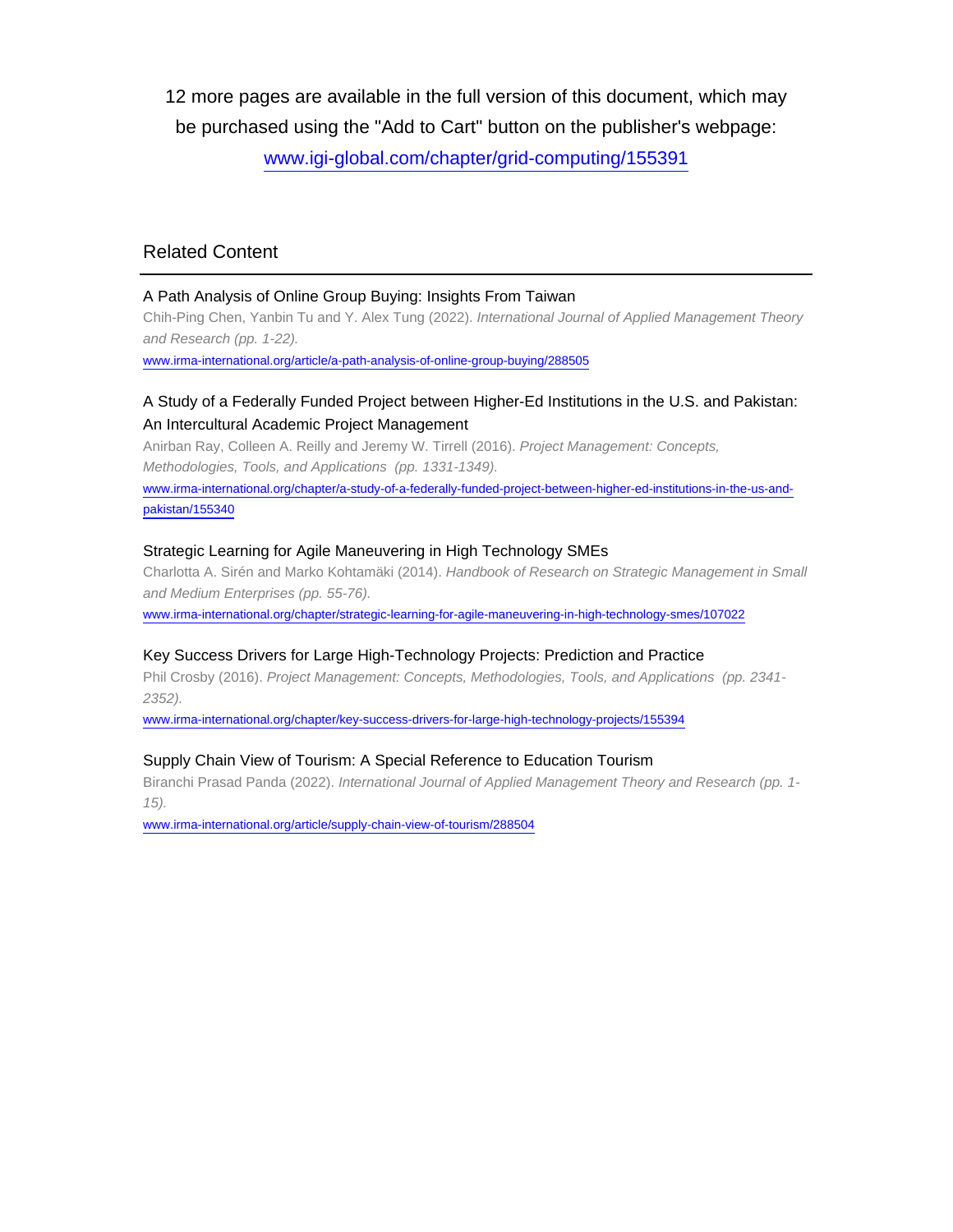12 more pages are available in the full version of this document, which may be purchased using the "Add to Cart" button on the publisher's webpage: [www.igi-global.com/chapter/grid-computing/155391](www.igi-global.com/chapter/grid-computing/155391)

## Related Content

A Path Analysis of Online Group Buying: Insights From Taiwan
Chih-Ping Chen, Yanbin Tu and Y. Alex Tung (2022). *International Journal of Applied Management Theory and Research (pp. 1-22).*
[www.irma-international.org/article/a-path-analysis-of-online-group-buying/288505](www.irma-international.org/article/a-path-analysis-of-online-group-buying/288505)

A Study of a Federally Funded Project between Higher-Ed Institutions in the U.S. and Pakistan: An Intercultural Academic Project Management
Anirban Ray, Colleen A. Reilly and Jeremy W. Tirrell (2016). *Project Management: Concepts, Methodologies, Tools, and Applications (pp. 1331-1349).*
[www.irma-international.org/chapter/a-study-of-a-federally-funded-project-between-higher-ed-institutions-in-the-us-and-pakistan/155340](www.irma-international.org/chapter/a-study-of-a-federally-funded-project-between-higher-ed-institutions-in-the-us-and-pakistan/155340)

Strategic Learning for Agile Maneuvering in High Technology SMEs
Charlotta A. Sirén and Marko Kohtamäki (2014). *Handbook of Research on Strategic Management in Small and Medium Enterprises (pp. 55-76).*
[www.irma-international.org/chapter/strategic-learning-for-agile-maneuvering-in-high-technology-smes/107022](www.irma-international.org/chapter/strategic-learning-for-agile-maneuvering-in-high-technology-smes/107022)

Key Success Drivers for Large High-Technology Projects: Prediction and Practice
Phil Crosby (2016). *Project Management: Concepts, Methodologies, Tools, and Applications (pp. 2341-2352).*
[www.irma-international.org/chapter/key-success-drivers-for-large-high-technology-projects/155394](www.irma-international.org/chapter/key-success-drivers-for-large-high-technology-projects/155394)

Supply Chain View of Tourism: A Special Reference to Education Tourism
Biranchi Prasad Panda (2022). *International Journal of Applied Management Theory and Research (pp. 1-15).*
[www.irma-international.org/article/supply-chain-view-of-tourism/288504](www.irma-international.org/article/supply-chain-view-of-tourism/288504)